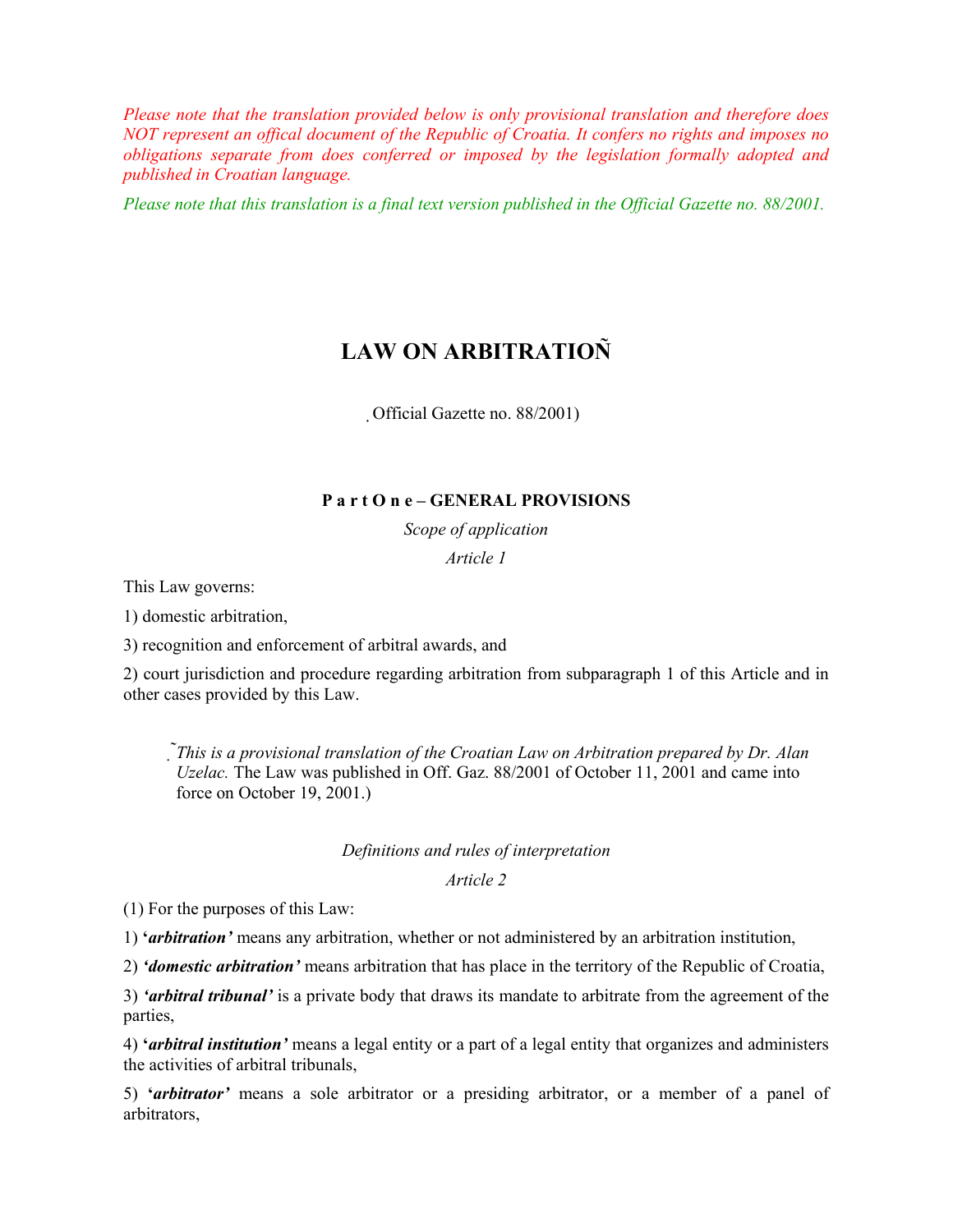*Please note that the translation provided below is only provisional translation and therefore does NOT represent an offical document of the Republic of Croatia. It confers no rights and imposes no obligations separate from does conferred or imposed by the legislation formally adopted and published in Croatian language.*

*Please note that this translation is a final text version published in the Official Gazette no. 88/2001.*

# LAW ON ARBITRATION*

(Official Gazette no. 88/2001)

### P a r t O n e – GENERAL PROVISIONS

*Scope of application*

*Article 1*

This Law governs:

1) domestic arbitration,

3) recognition and enforcement of arbitral awards, and

2) court jurisdiction and procedure regarding arbitration from subparagraph 1 of this Article and in other cases provided by this Law.

*This is a provisional translation of the Croatian Law on Arbitration prepared by Dr. Alan Uzelac.* The Law was published in Off. Gaz. 88/2001 of October 11, 2001 and came into force on October 19, 2001.)

*Definitions and rules of interpretation*

*Article 2*

(1) For the purposes of this Law:

1) ***'arbitration'*** means any arbitration, whether or not administered by an arbitration institution,

2) ***'domestic arbitration'*** means arbitration that has place in the territory of the Republic of Croatia,

3) ***'arbitral tribunal'*** is a private body that draws its mandate to arbitrate from the agreement of the parties,

4) ***'arbitral institution'*** means a legal entity or a part of a legal entity that organizes and administers the activities of arbitral tribunals,

5) ***'arbitrator'*** means a sole arbitrator or a presiding arbitrator, or a member of a panel of arbitrators,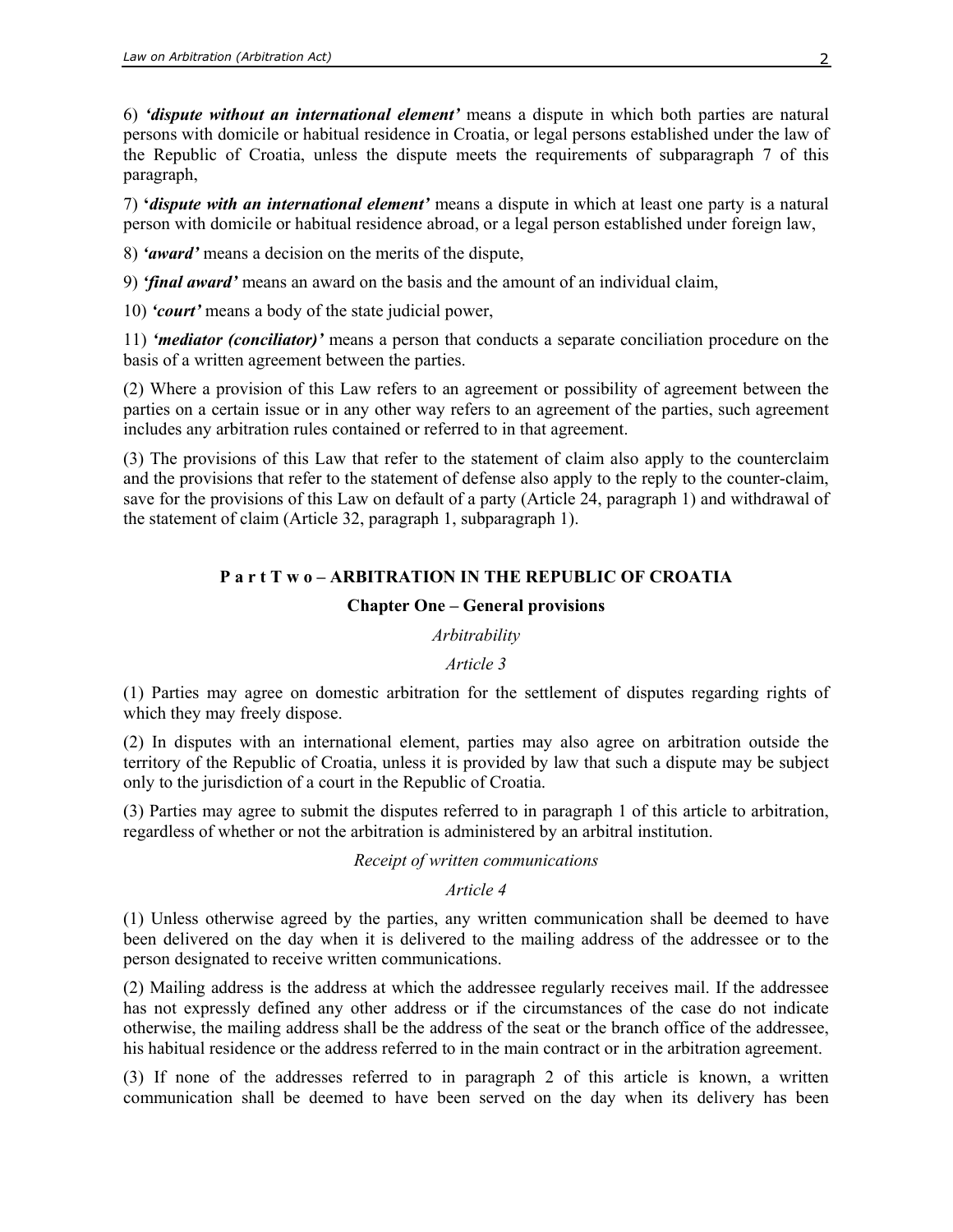6) ***'dispute without an international element'*** means a dispute in which both parties are natural persons with domicile or habitual residence in Croatia, or legal persons established under the law of the Republic of Croatia, unless the dispute meets the requirements of subparagraph 7 of this paragraph,

7) ***'dispute with an international element'*** means a dispute in which at least one party is a natural person with domicile or habitual residence abroad, or a legal person established under foreign law,

8) ***'award'*** means a decision on the merits of the dispute,

9) ***'final award'*** means an award on the basis and the amount of an individual claim,

10) ***'court'*** means a body of the state judicial power,

11) ***'mediator (conciliator)'*** means a person that conducts a separate conciliation procedure on the basis of a written agreement between the parties.

(2) Where a provision of this Law refers to an agreement or possibility of agreement between the parties on a certain issue or in any other way refers to an agreement of the parties, such agreement includes any arbitration rules contained or referred to in that agreement.

(3) The provisions of this Law that refer to the statement of claim also apply to the counterclaim and the provisions that refer to the statement of defense also apply to the reply to the counter-claim, save for the provisions of this Law on default of a party (Article 24, paragraph 1) and withdrawal of the statement of claim (Article 32, paragraph 1, subparagraph 1).

## Part Two – ARBITRATION IN THE REPUBLIC OF CROATIA

### Chapter One – General provisions

*Arbitrability*

*Article 3*

(1) Parties may agree on domestic arbitration for the settlement of disputes regarding rights of which they may freely dispose.

(2) In disputes with an international element, parties may also agree on arbitration outside the territory of the Republic of Croatia, unless it is provided by law that such a dispute may be subject only to the jurisdiction of a court in the Republic of Croatia.

(3) Parties may agree to submit the disputes referred to in paragraph 1 of this article to arbitration, regardless of whether or not the arbitration is administered by an arbitral institution.

*Receipt of written communications*

*Article 4*

(1) Unless otherwise agreed by the parties, any written communication shall be deemed to have been delivered on the day when it is delivered to the mailing address of the addressee or to the person designated to receive written communications.

(2) Mailing address is the address at which the addressee regularly receives mail. If the addressee has not expressly defined any other address or if the circumstances of the case do not indicate otherwise, the mailing address shall be the address of the seat or the branch office of the addressee, his habitual residence or the address referred to in the main contract or in the arbitration agreement.

(3) If none of the addresses referred to in paragraph 2 of this article is known, a written communication shall be deemed to have been served on the day when its delivery has been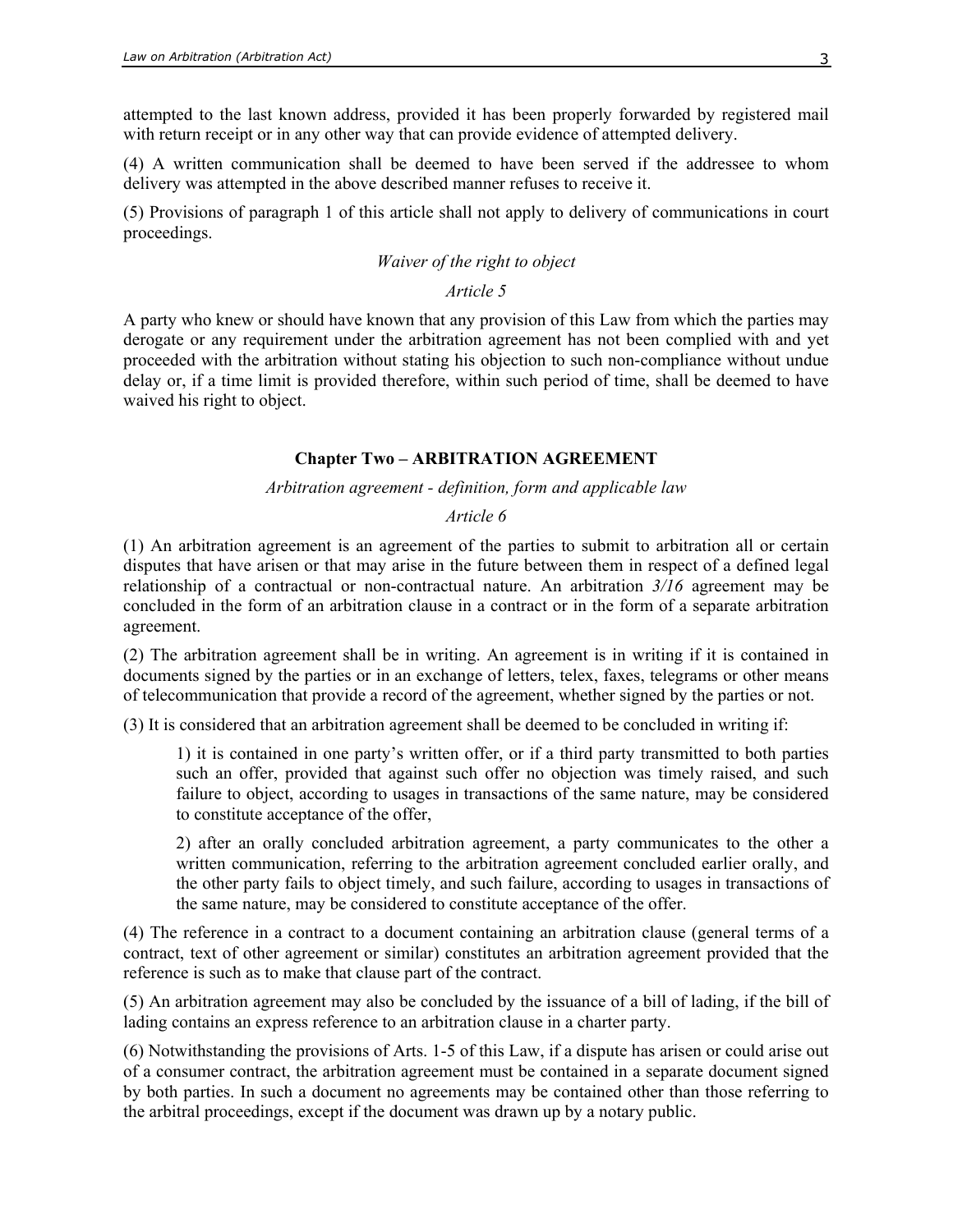attempted to the last known address, provided it has been properly forwarded by registered mail with return receipt or in any other way that can provide evidence of attempted delivery.

(4) A written communication shall be deemed to have been served if the addressee to whom delivery was attempted in the above described manner refuses to receive it.

(5) Provisions of paragraph 1 of this article shall not apply to delivery of communications in court proceedings.

*Waiver of the right to object*

*Article 5*

A party who knew or should have known that any provision of this Law from which the parties may derogate or any requirement under the arbitration agreement has not been complied with and yet proceeded with the arbitration without stating his objection to such non-compliance without undue delay or, if a time limit is provided therefore, within such period of time, shall be deemed to have waived his right to object.

## Chapter Two – ARBITRATION AGREEMENT

*Arbitration agreement - definition, form and applicable law*

*Article 6*

(1) An arbitration agreement is an agreement of the parties to submit to arbitration all or certain disputes that have arisen or that may arise in the future between them in respect of a defined legal relationship of a contractual or non-contractual nature. An arbitration *3/16* agreement may be concluded in the form of an arbitration clause in a contract or in the form of a separate arbitration agreement.

(2) The arbitration agreement shall be in writing. An agreement is in writing if it is contained in documents signed by the parties or in an exchange of letters, telex, faxes, telegrams or other means of telecommunication that provide a record of the agreement, whether signed by the parties or not.

(3) It is considered that an arbitration agreement shall be deemed to be concluded in writing if:

> 1) it is contained in one party's written offer, or if a third party transmitted to both parties such an offer, provided that against such offer no objection was timely raised, and such failure to object, according to usages in transactions of the same nature, may be considered to constitute acceptance of the offer,
>
> 2) after an orally concluded arbitration agreement, a party communicates to the other a written communication, referring to the arbitration agreement concluded earlier orally, and the other party fails to object timely, and such failure, according to usages in transactions of the same nature, may be considered to constitute acceptance of the offer.

(4) The reference in a contract to a document containing an arbitration clause (general terms of a contract, text of other agreement or similar) constitutes an arbitration agreement provided that the reference is such as to make that clause part of the contract.

(5) An arbitration agreement may also be concluded by the issuance of a bill of lading, if the bill of lading contains an express reference to an arbitration clause in a charter party.

(6) Notwithstanding the provisions of Arts. 1-5 of this Law, if a dispute has arisen or could arise out of a consumer contract, the arbitration agreement must be contained in a separate document signed by both parties. In such a document no agreements may be contained other than those referring to the arbitral proceedings, except if the document was drawn up by a notary public.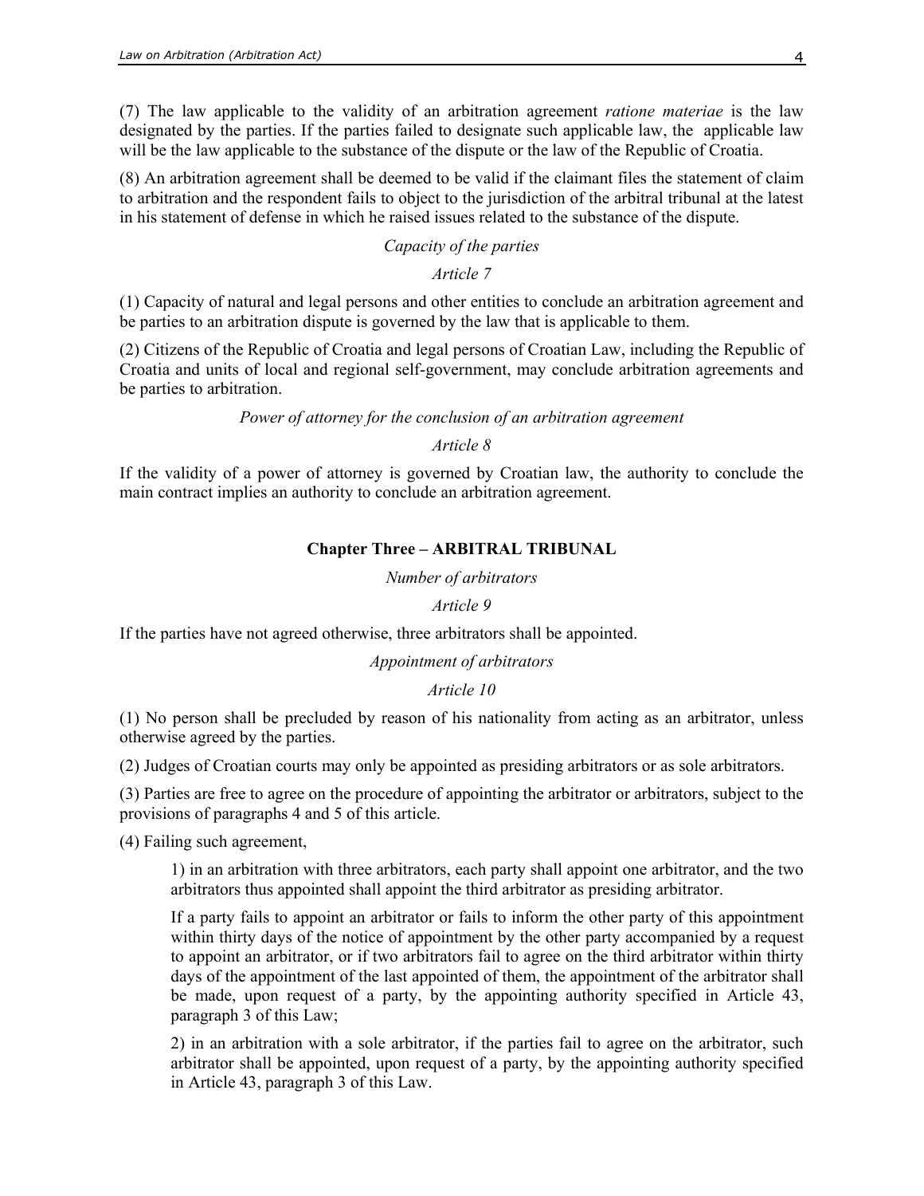(7) The law applicable to the validity of an arbitration agreement *ratione materiae* is the law designated by the parties. If the parties failed to designate such applicable law, the applicable law will be the law applicable to the substance of the dispute or the law of the Republic of Croatia.

(8) An arbitration agreement shall be deemed to be valid if the claimant files the statement of claim to arbitration and the respondent fails to object to the jurisdiction of the arbitral tribunal at the latest in his statement of defense in which he raised issues related to the substance of the dispute.

*Capacity of the parties*

*Article 7*

(1) Capacity of natural and legal persons and other entities to conclude an arbitration agreement and be parties to an arbitration dispute is governed by the law that is applicable to them.

(2) Citizens of the Republic of Croatia and legal persons of Croatian Law, including the Republic of Croatia and units of local and regional self-government, may conclude arbitration agreements and be parties to arbitration.

*Power of attorney for the conclusion of an arbitration agreement*

*Article 8*

If the validity of a power of attorney is governed by Croatian law, the authority to conclude the main contract implies an authority to conclude an arbitration agreement.

## Chapter Three – ARBITRAL TRIBUNAL

*Number of arbitrators*

*Article 9*

If the parties have not agreed otherwise, three arbitrators shall be appointed.

*Appointment of arbitrators*

*Article 10*

(1) No person shall be precluded by reason of his nationality from acting as an arbitrator, unless otherwise agreed by the parties.

(2) Judges of Croatian courts may only be appointed as presiding arbitrators or as sole arbitrators.

(3) Parties are free to agree on the procedure of appointing the arbitrator or arbitrators, subject to the provisions of paragraphs 4 and 5 of this article.

(4) Failing such agreement,

1) in an arbitration with three arbitrators, each party shall appoint one arbitrator, and the two arbitrators thus appointed shall appoint the third arbitrator as presiding arbitrator.

If a party fails to appoint an arbitrator or fails to inform the other party of this appointment within thirty days of the notice of appointment by the other party accompanied by a request to appoint an arbitrator, or if two arbitrators fail to agree on the third arbitrator within thirty days of the appointment of the last appointed of them, the appointment of the arbitrator shall be made, upon request of a party, by the appointing authority specified in Article 43, paragraph 3 of this Law;

2) in an arbitration with a sole arbitrator, if the parties fail to agree on the arbitrator, such arbitrator shall be appointed, upon request of a party, by the appointing authority specified in Article 43, paragraph 3 of this Law.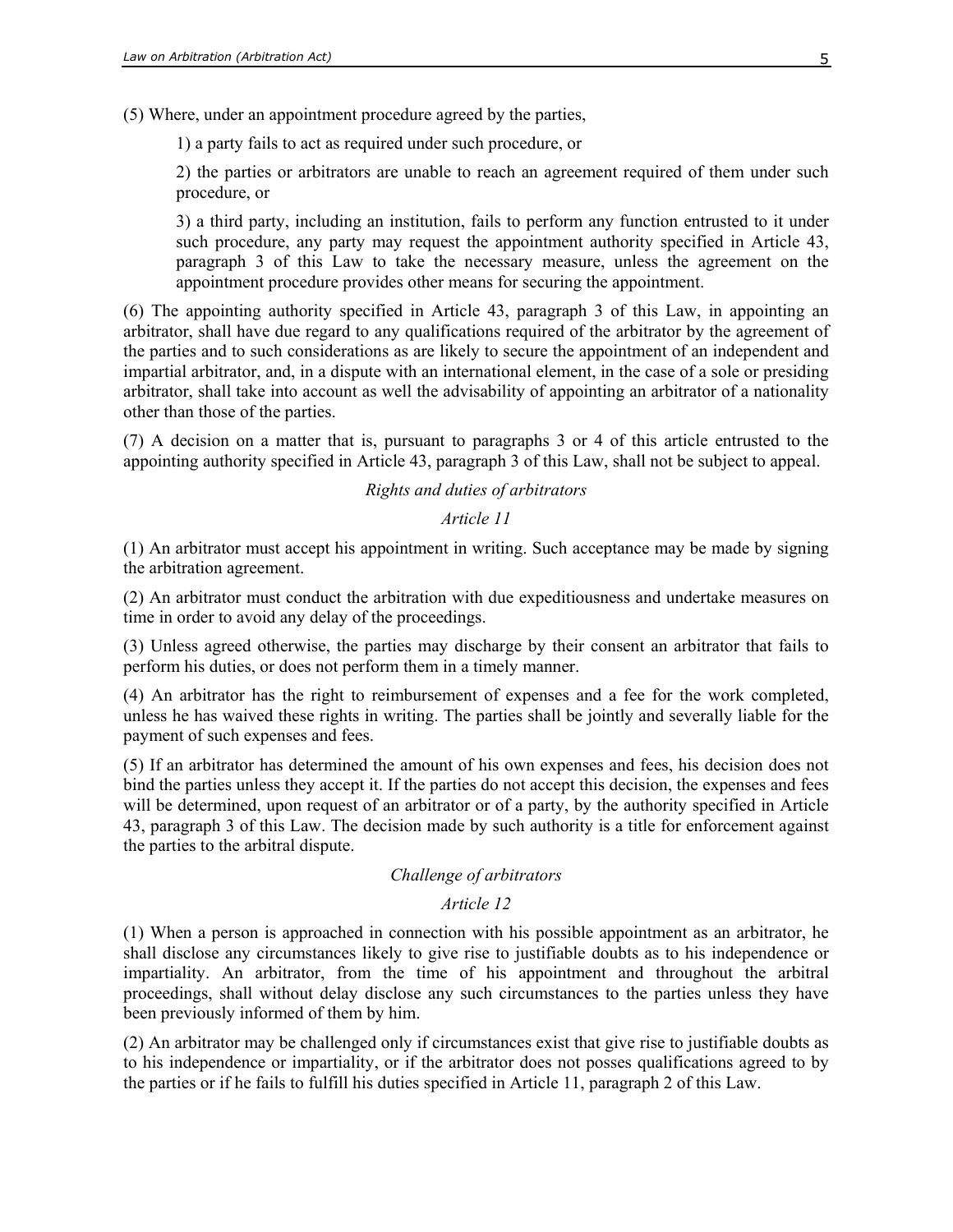(5) Where, under an appointment procedure agreed by the parties,

1) a party fails to act as required under such procedure, or

2) the parties or arbitrators are unable to reach an agreement required of them under such procedure, or

3) a third party, including an institution, fails to perform any function entrusted to it under such procedure, any party may request the appointment authority specified in Article 43, paragraph 3 of this Law to take the necessary measure, unless the agreement on the appointment procedure provides other means for securing the appointment.

(6) The appointing authority specified in Article 43, paragraph 3 of this Law, in appointing an arbitrator, shall have due regard to any qualifications required of the arbitrator by the agreement of the parties and to such considerations as are likely to secure the appointment of an independent and impartial arbitrator, and, in a dispute with an international element, in the case of a sole or presiding arbitrator, shall take into account as well the advisability of appointing an arbitrator of a nationality other than those of the parties.

(7) A decision on a matter that is, pursuant to paragraphs 3 or 4 of this article entrusted to the appointing authority specified in Article 43, paragraph 3 of this Law, shall not be subject to appeal.

*Rights and duties of arbitrators*

*Article 11*

(1) An arbitrator must accept his appointment in writing. Such acceptance may be made by signing the arbitration agreement.

(2) An arbitrator must conduct the arbitration with due expeditiousness and undertake measures on time in order to avoid any delay of the proceedings.

(3) Unless agreed otherwise, the parties may discharge by their consent an arbitrator that fails to perform his duties, or does not perform them in a timely manner.

(4) An arbitrator has the right to reimbursement of expenses and a fee for the work completed, unless he has waived these rights in writing. The parties shall be jointly and severally liable for the payment of such expenses and fees.

(5) If an arbitrator has determined the amount of his own expenses and fees, his decision does not bind the parties unless they accept it. If the parties do not accept this decision, the expenses and fees will be determined, upon request of an arbitrator or of a party, by the authority specified in Article 43, paragraph 3 of this Law. The decision made by such authority is a title for enforcement against the parties to the arbitral dispute.

*Challenge of arbitrators*

*Article 12*

(1) When a person is approached in connection with his possible appointment as an arbitrator, he shall disclose any circumstances likely to give rise to justifiable doubts as to his independence or impartiality. An arbitrator, from the time of his appointment and throughout the arbitral proceedings, shall without delay disclose any such circumstances to the parties unless they have been previously informed of them by him.

(2) An arbitrator may be challenged only if circumstances exist that give rise to justifiable doubts as to his independence or impartiality, or if the arbitrator does not posses qualifications agreed to by the parties or if he fails to fulfill his duties specified in Article 11, paragraph 2 of this Law.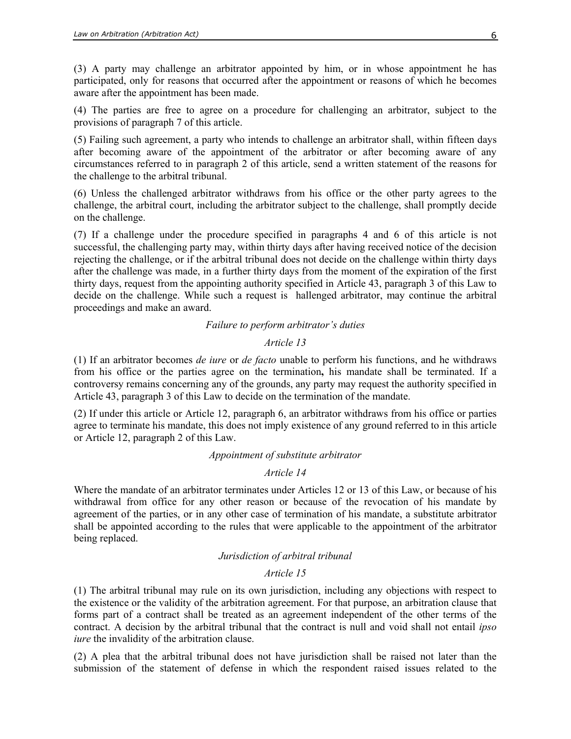(3) A party may challenge an arbitrator appointed by him, or in whose appointment he has participated, only for reasons that occurred after the appointment or reasons of which he becomes aware after the appointment has been made.

(4) The parties are free to agree on a procedure for challenging an arbitrator, subject to the provisions of paragraph 7 of this article.

(5) Failing such agreement, a party who intends to challenge an arbitrator shall, within fifteen days after becoming aware of the appointment of the arbitrator or after becoming aware of any circumstances referred to in paragraph 2 of this article, send a written statement of the reasons for the challenge to the arbitral tribunal.

(6) Unless the challenged arbitrator withdraws from his office or the other party agrees to the challenge, the arbitral court, including the arbitrator subject to the challenge, shall promptly decide on the challenge.

(7) If a challenge under the procedure specified in paragraphs 4 and 6 of this article is not successful, the challenging party may, within thirty days after having received notice of the decision rejecting the challenge, or if the arbitral tribunal does not decide on the challenge within thirty days after the challenge was made, in a further thirty days from the moment of the expiration of the first thirty days, request from the appointing authority specified in Article 43, paragraph 3 of this Law to decide on the challenge. While such a request is hallenged arbitrator, may continue the arbitral proceedings and make an award.

*Failure to perform arbitrator's duties*

*Article 13*

(1) If an arbitrator becomes *de iure* or *de facto* unable to perform his functions, and he withdraws from his office or the parties agree on the termination**,** his mandate shall be terminated. If a controversy remains concerning any of the grounds, any party may request the authority specified in Article 43, paragraph 3 of this Law to decide on the termination of the mandate.

(2) If under this article or Article 12, paragraph 6, an arbitrator withdraws from his office or parties agree to terminate his mandate, this does not imply existence of any ground referred to in this article or Article 12, paragraph 2 of this Law.

*Appointment of substitute arbitrator*

*Article 14*

Where the mandate of an arbitrator terminates under Articles 12 or 13 of this Law, or because of his withdrawal from office for any other reason or because of the revocation of his mandate by agreement of the parties, or in any other case of termination of his mandate, a substitute arbitrator shall be appointed according to the rules that were applicable to the appointment of the arbitrator being replaced.

*Jurisdiction of arbitral tribunal*

*Article 15*

(1) The arbitral tribunal may rule on its own jurisdiction, including any objections with respect to the existence or the validity of the arbitration agreement. For that purpose, an arbitration clause that forms part of a contract shall be treated as an agreement independent of the other terms of the contract. A decision by the arbitral tribunal that the contract is null and void shall not entail *ipso iure* the invalidity of the arbitration clause.

(2) A plea that the arbitral tribunal does not have jurisdiction shall be raised not later than the submission of the statement of defense in which the respondent raised issues related to the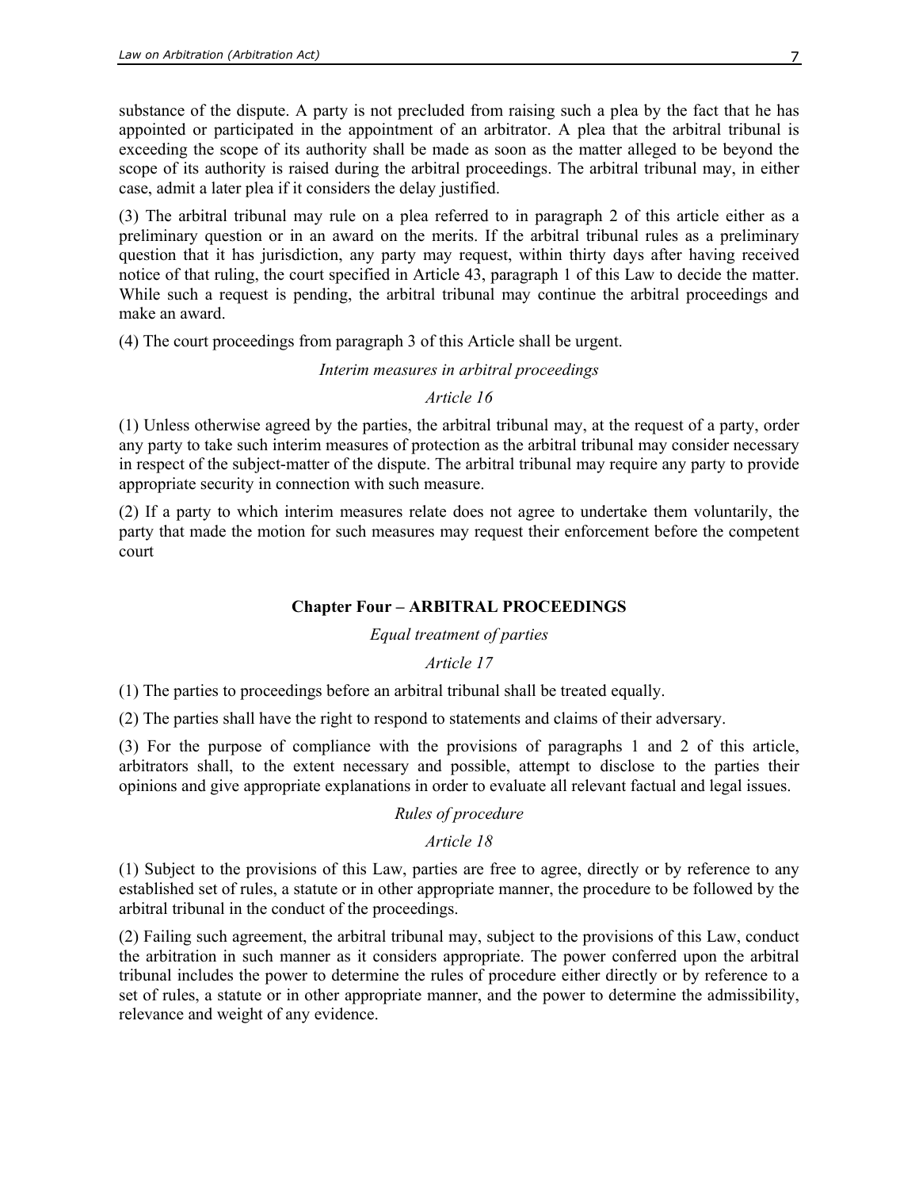substance of the dispute. A party is not precluded from raising such a plea by the fact that he has appointed or participated in the appointment of an arbitrator. A plea that the arbitral tribunal is exceeding the scope of its authority shall be made as soon as the matter alleged to be beyond the scope of its authority is raised during the arbitral proceedings. The arbitral tribunal may, in either case, admit a later plea if it considers the delay justified.

(3) The arbitral tribunal may rule on a plea referred to in paragraph 2 of this article either as a preliminary question or in an award on the merits. If the arbitral tribunal rules as a preliminary question that it has jurisdiction, any party may request, within thirty days after having received notice of that ruling, the court specified in Article 43, paragraph 1 of this Law to decide the matter. While such a request is pending, the arbitral tribunal may continue the arbitral proceedings and make an award.

(4) The court proceedings from paragraph 3 of this Article shall be urgent.

*Interim measures in arbitral proceedings*

*Article 16*

(1) Unless otherwise agreed by the parties, the arbitral tribunal may, at the request of a party, order any party to take such interim measures of protection as the arbitral tribunal may consider necessary in respect of the subject-matter of the dispute. The arbitral tribunal may require any party to provide appropriate security in connection with such measure.

(2) If a party to which interim measures relate does not agree to undertake them voluntarily, the party that made the motion for such measures may request their enforcement before the competent court

## Chapter Four – ARBITRAL PROCEEDINGS

*Equal treatment of parties*

*Article 17*

(1) The parties to proceedings before an arbitral tribunal shall be treated equally.

(2) The parties shall have the right to respond to statements and claims of their adversary.

(3) For the purpose of compliance with the provisions of paragraphs 1 and 2 of this article, arbitrators shall, to the extent necessary and possible, attempt to disclose to the parties their opinions and give appropriate explanations in order to evaluate all relevant factual and legal issues.

*Rules of procedure*

*Article 18*

(1) Subject to the provisions of this Law, parties are free to agree, directly or by reference to any established set of rules, a statute or in other appropriate manner, the procedure to be followed by the arbitral tribunal in the conduct of the proceedings.

(2) Failing such agreement, the arbitral tribunal may, subject to the provisions of this Law, conduct the arbitration in such manner as it considers appropriate. The power conferred upon the arbitral tribunal includes the power to determine the rules of procedure either directly or by reference to a set of rules, a statute or in other appropriate manner, and the power to determine the admissibility, relevance and weight of any evidence.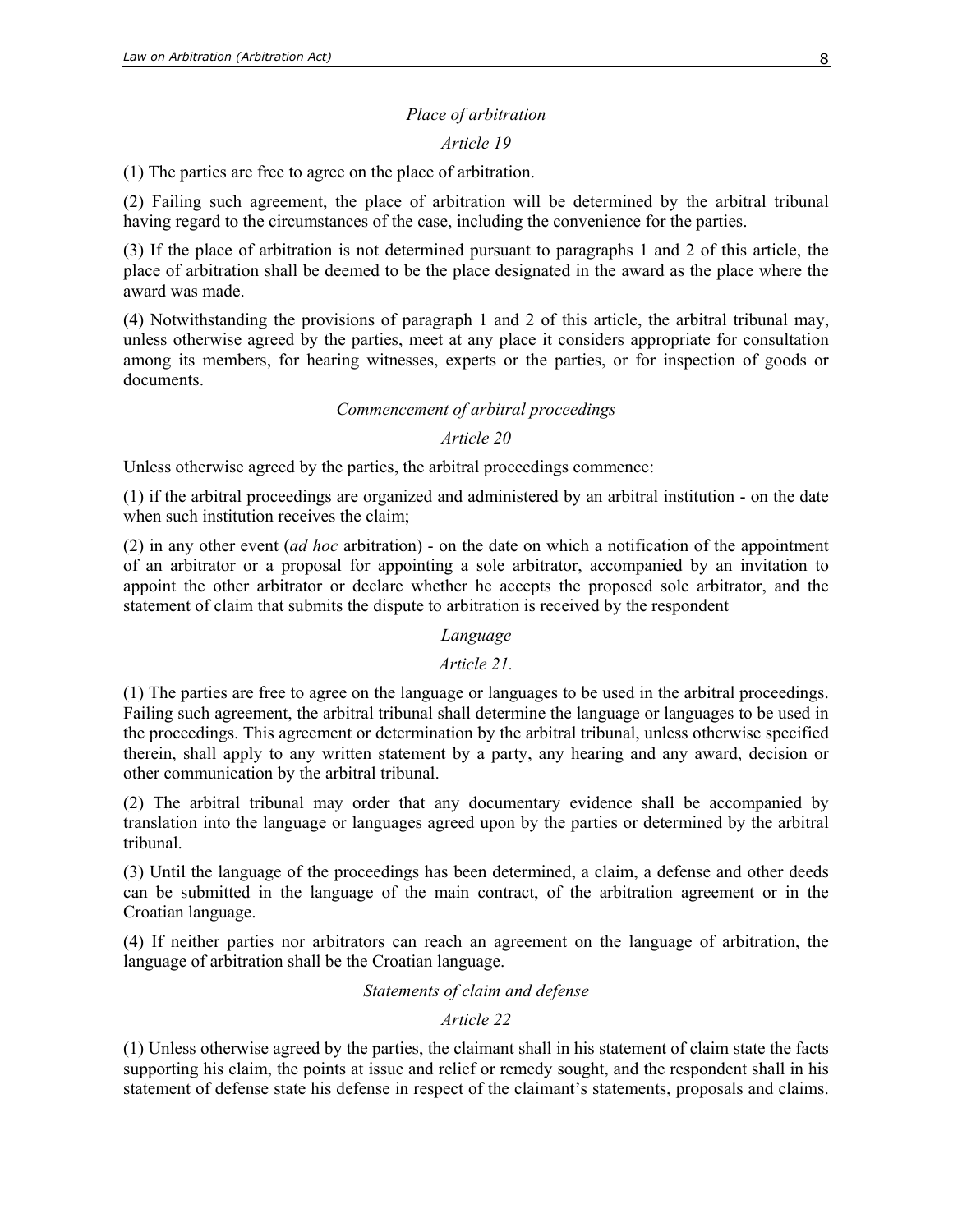*Place of arbitration*

*Article 19*

(1) The parties are free to agree on the place of arbitration.

(2) Failing such agreement, the place of arbitration will be determined by the arbitral tribunal having regard to the circumstances of the case, including the convenience for the parties.

(3) If the place of arbitration is not determined pursuant to paragraphs 1 and 2 of this article, the place of arbitration shall be deemed to be the place designated in the award as the place where the award was made.

(4) Notwithstanding the provisions of paragraph 1 and 2 of this article, the arbitral tribunal may, unless otherwise agreed by the parties, meet at any place it considers appropriate for consultation among its members, for hearing witnesses, experts or the parties, or for inspection of goods or documents.

*Commencement of arbitral proceedings*

*Article 20*

Unless otherwise agreed by the parties, the arbitral proceedings commence:

(1) if the arbitral proceedings are organized and administered by an arbitral institution - on the date when such institution receives the claim;

(2) in any other event (*ad hoc* arbitration) - on the date on which a notification of the appointment of an arbitrator or a proposal for appointing a sole arbitrator, accompanied by an invitation to appoint the other arbitrator or declare whether he accepts the proposed sole arbitrator, and the statement of claim that submits the dispute to arbitration is received by the respondent

*Language*

*Article 21.*

(1) The parties are free to agree on the language or languages to be used in the arbitral proceedings. Failing such agreement, the arbitral tribunal shall determine the language or languages to be used in the proceedings. This agreement or determination by the arbitral tribunal, unless otherwise specified therein, shall apply to any written statement by a party, any hearing and any award, decision or other communication by the arbitral tribunal.

(2) The arbitral tribunal may order that any documentary evidence shall be accompanied by translation into the language or languages agreed upon by the parties or determined by the arbitral tribunal.

(3) Until the language of the proceedings has been determined, a claim, a defense and other deeds can be submitted in the language of the main contract, of the arbitration agreement or in the Croatian language.

(4) If neither parties nor arbitrators can reach an agreement on the language of arbitration, the language of arbitration shall be the Croatian language.

*Statements of claim and defense*

*Article 22*

(1) Unless otherwise agreed by the parties, the claimant shall in his statement of claim state the facts supporting his claim, the points at issue and relief or remedy sought, and the respondent shall in his statement of defense state his defense in respect of the claimant's statements, proposals and claims.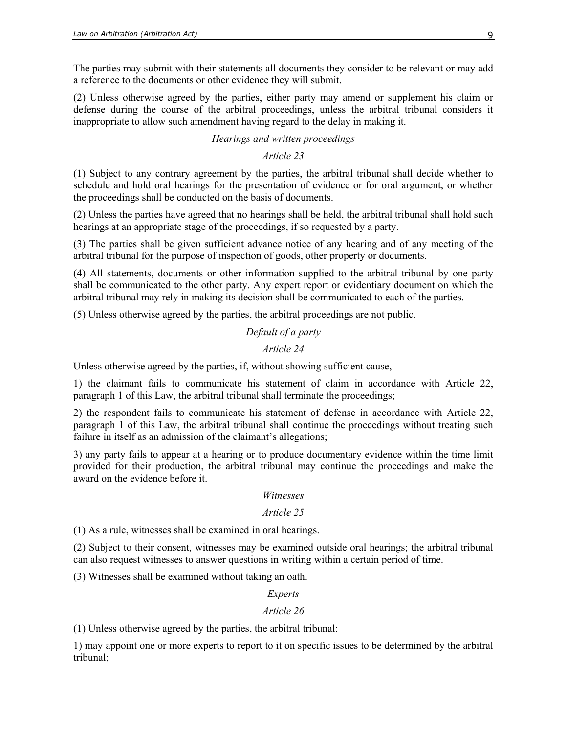The parties may submit with their statements all documents they consider to be relevant or may add a reference to the documents or other evidence they will submit.

(2) Unless otherwise agreed by the parties, either party may amend or supplement his claim or defense during the course of the arbitral proceedings, unless the arbitral tribunal considers it inappropriate to allow such amendment having regard to the delay in making it.

*Hearings and written proceedings*

*Article 23*

(1) Subject to any contrary agreement by the parties, the arbitral tribunal shall decide whether to schedule and hold oral hearings for the presentation of evidence or for oral argument, or whether the proceedings shall be conducted on the basis of documents.

(2) Unless the parties have agreed that no hearings shall be held, the arbitral tribunal shall hold such hearings at an appropriate stage of the proceedings, if so requested by a party.

(3) The parties shall be given sufficient advance notice of any hearing and of any meeting of the arbitral tribunal for the purpose of inspection of goods, other property or documents.

(4) All statements, documents or other information supplied to the arbitral tribunal by one party shall be communicated to the other party. Any expert report or evidentiary document on which the arbitral tribunal may rely in making its decision shall be communicated to each of the parties.

(5) Unless otherwise agreed by the parties, the arbitral proceedings are not public.

*Default of a party*

*Article 24*

Unless otherwise agreed by the parties, if, without showing sufficient cause,

1) the claimant fails to communicate his statement of claim in accordance with Article 22, paragraph 1 of this Law, the arbitral tribunal shall terminate the proceedings;

2) the respondent fails to communicate his statement of defense in accordance with Article 22, paragraph 1 of this Law, the arbitral tribunal shall continue the proceedings without treating such failure in itself as an admission of the claimant's allegations;

3) any party fails to appear at a hearing or to produce documentary evidence within the time limit provided for their production, the arbitral tribunal may continue the proceedings and make the award on the evidence before it.

*Witnesses*

*Article 25*

(1) As a rule, witnesses shall be examined in oral hearings.

(2) Subject to their consent, witnesses may be examined outside oral hearings; the arbitral tribunal can also request witnesses to answer questions in writing within a certain period of time.

(3) Witnesses shall be examined without taking an oath.

*Experts*

*Article 26*

(1) Unless otherwise agreed by the parties, the arbitral tribunal:

1) may appoint one or more experts to report to it on specific issues to be determined by the arbitral tribunal;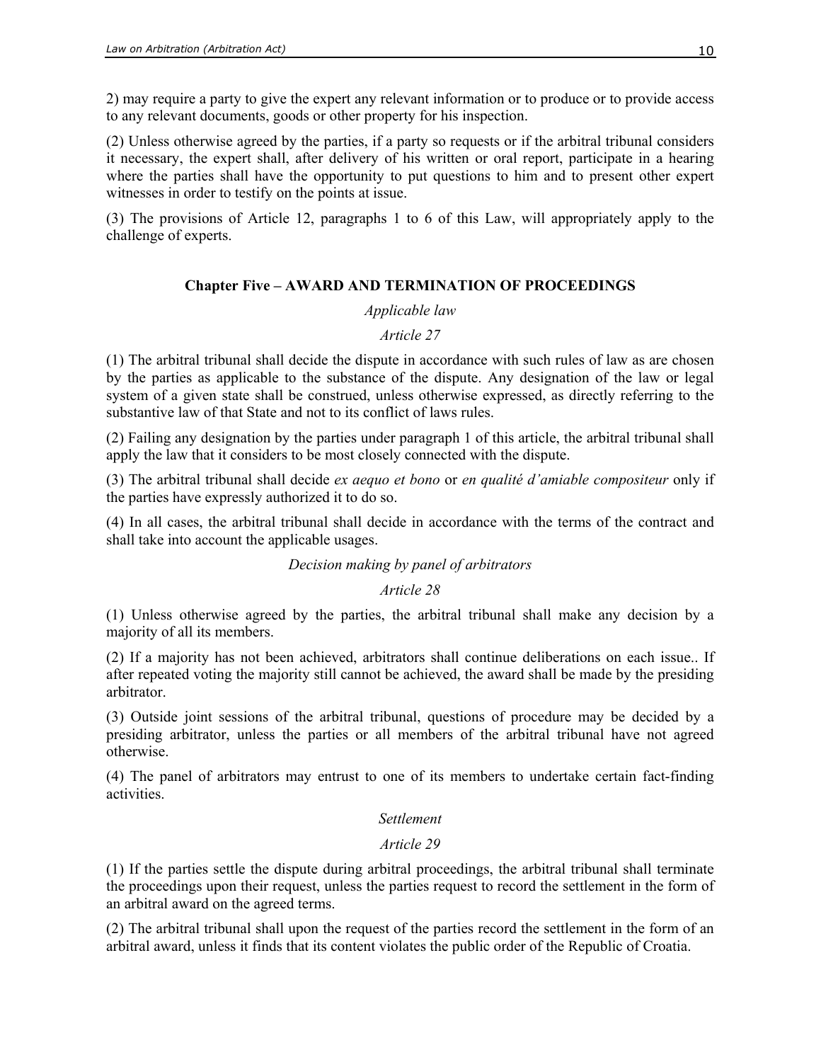2) may require a party to give the expert any relevant information or to produce or to provide access to any relevant documents, goods or other property for his inspection.

(2) Unless otherwise agreed by the parties, if a party so requests or if the arbitral tribunal considers it necessary, the expert shall, after delivery of his written or oral report, participate in a hearing where the parties shall have the opportunity to put questions to him and to present other expert witnesses in order to testify on the points at issue.

(3) The provisions of Article 12, paragraphs 1 to 6 of this Law, will appropriately apply to the challenge of experts.

## Chapter Five – AWARD AND TERMINATION OF PROCEEDINGS

*Applicable law*

*Article 27*

(1) The arbitral tribunal shall decide the dispute in accordance with such rules of law as are chosen by the parties as applicable to the substance of the dispute. Any designation of the law or legal system of a given state shall be construed, unless otherwise expressed, as directly referring to the substantive law of that State and not to its conflict of laws rules.

(2) Failing any designation by the parties under paragraph 1 of this article, the arbitral tribunal shall apply the law that it considers to be most closely connected with the dispute.

(3) The arbitral tribunal shall decide *ex aequo et bono* or *en qualité d'amiable compositeur* only if the parties have expressly authorized it to do so.

(4) In all cases, the arbitral tribunal shall decide in accordance with the terms of the contract and shall take into account the applicable usages.

*Decision making by panel of arbitrators*

*Article 28*

(1) Unless otherwise agreed by the parties, the arbitral tribunal shall make any decision by a majority of all its members.

(2) If a majority has not been achieved, arbitrators shall continue deliberations on each issue.. If after repeated voting the majority still cannot be achieved, the award shall be made by the presiding arbitrator.

(3) Outside joint sessions of the arbitral tribunal, questions of procedure may be decided by a presiding arbitrator, unless the parties or all members of the arbitral tribunal have not agreed otherwise.

(4) The panel of arbitrators may entrust to one of its members to undertake certain fact-finding activities.

*Settlement*

*Article 29*

(1) If the parties settle the dispute during arbitral proceedings, the arbitral tribunal shall terminate the proceedings upon their request, unless the parties request to record the settlement in the form of an arbitral award on the agreed terms.

(2) The arbitral tribunal shall upon the request of the parties record the settlement in the form of an arbitral award, unless it finds that its content violates the public order of the Republic of Croatia.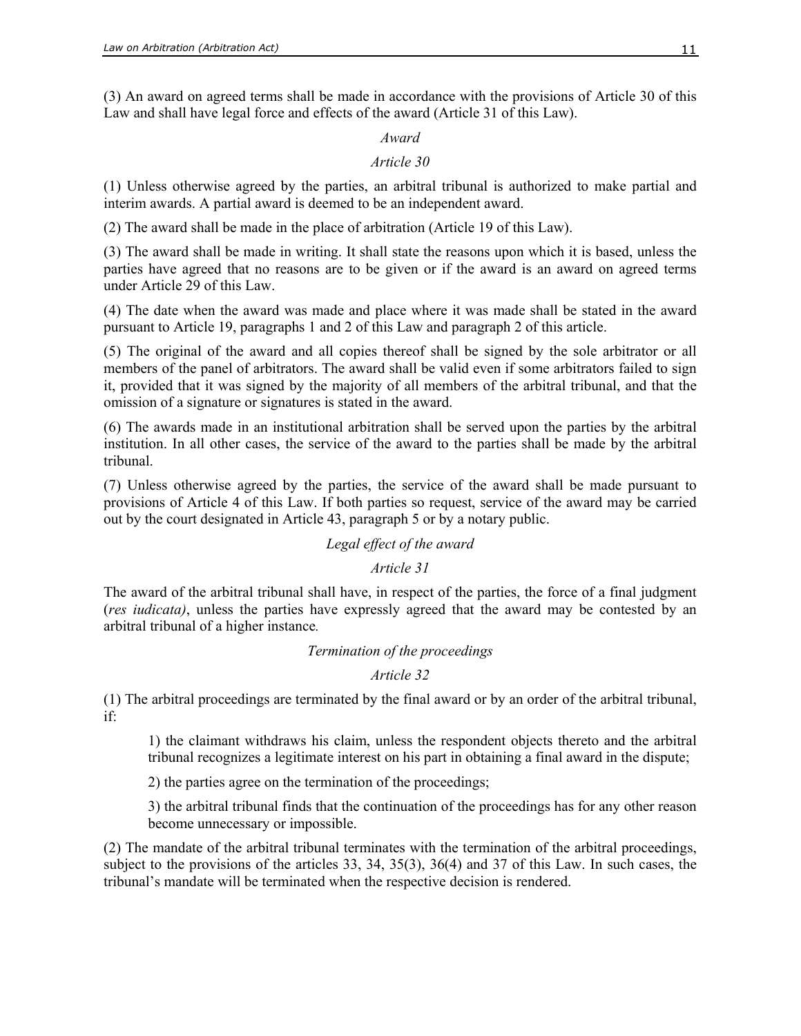(3) An award on agreed terms shall be made in accordance with the provisions of Article 30 of this Law and shall have legal force and effects of the award (Article 31 of this Law).

### *Award*

### *Article 30*

(1) Unless otherwise agreed by the parties, an arbitral tribunal is authorized to make partial and interim awards. A partial award is deemed to be an independent award.

(2) The award shall be made in the place of arbitration (Article 19 of this Law).

(3) The award shall be made in writing. It shall state the reasons upon which it is based, unless the parties have agreed that no reasons are to be given or if the award is an award on agreed terms under Article 29 of this Law.

(4) The date when the award was made and place where it was made shall be stated in the award pursuant to Article 19, paragraphs 1 and 2 of this Law and paragraph 2 of this article.

(5) The original of the award and all copies thereof shall be signed by the sole arbitrator or all members of the panel of arbitrators. The award shall be valid even if some arbitrators failed to sign it, provided that it was signed by the majority of all members of the arbitral tribunal, and that the omission of a signature or signatures is stated in the award.

(6) The awards made in an institutional arbitration shall be served upon the parties by the arbitral institution. In all other cases, the service of the award to the parties shall be made by the arbitral tribunal.

(7) Unless otherwise agreed by the parties, the service of the award shall be made pursuant to provisions of Article 4 of this Law. If both parties so request, service of the award may be carried out by the court designated in Article 43, paragraph 5 or by a notary public.

### *Legal effect of the award*

### *Article 31*

The award of the arbitral tribunal shall have, in respect of the parties, the force of a final judgment (*res iudicata)*, unless the parties have expressly agreed that the award may be contested by an arbitral tribunal of a higher instance.

### *Termination of the proceedings*

### *Article 32*

(1) The arbitral proceedings are terminated by the final award or by an order of the arbitral tribunal, if:

1) the claimant withdraws his claim, unless the respondent objects thereto and the arbitral tribunal recognizes a legitimate interest on his part in obtaining a final award in the dispute;

2) the parties agree on the termination of the proceedings;

3) the arbitral tribunal finds that the continuation of the proceedings has for any other reason become unnecessary or impossible.

(2) The mandate of the arbitral tribunal terminates with the termination of the arbitral proceedings, subject to the provisions of the articles 33, 34, 35(3), 36(4) and 37 of this Law. In such cases, the tribunal's mandate will be terminated when the respective decision is rendered.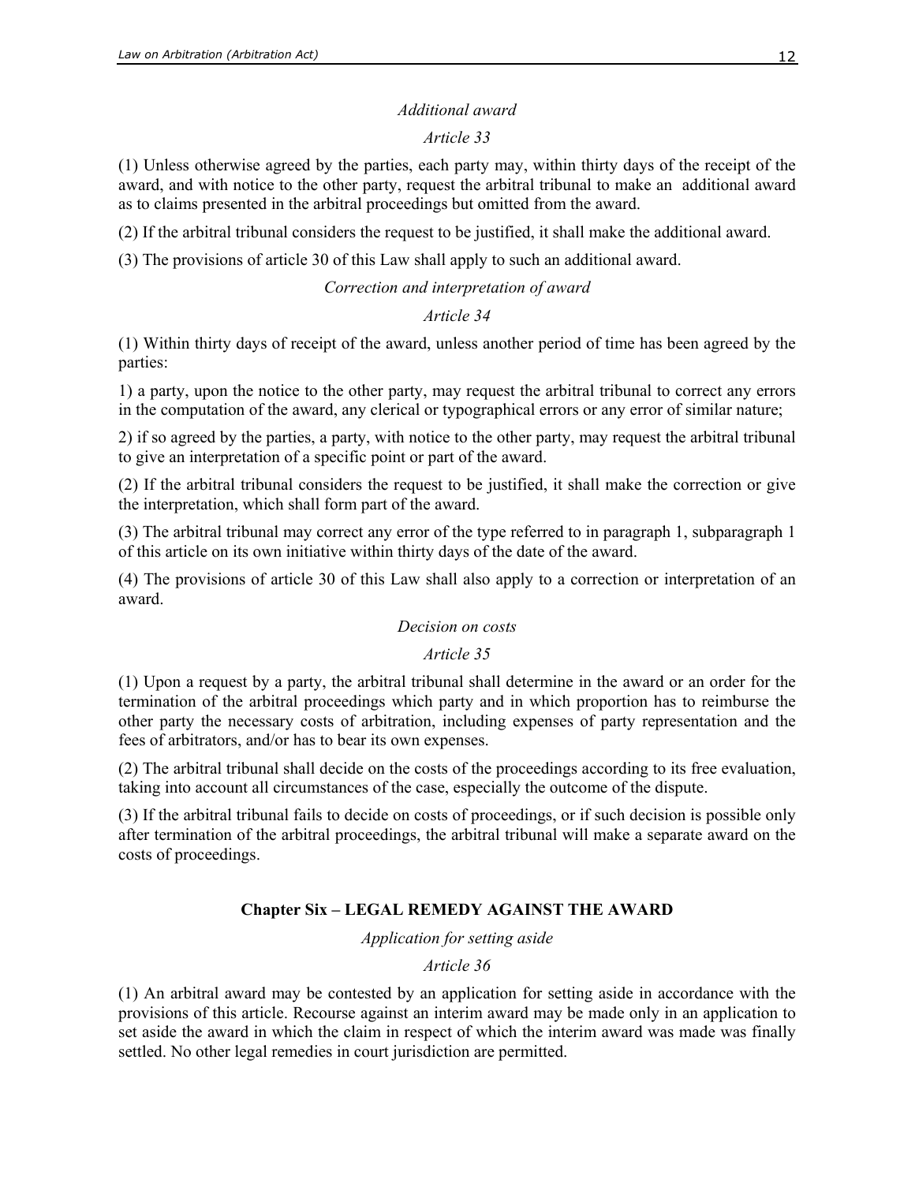*Additional award*

*Article 33*

(1) Unless otherwise agreed by the parties, each party may, within thirty days of the receipt of the award, and with notice to the other party, request the arbitral tribunal to make an additional award as to claims presented in the arbitral proceedings but omitted from the award.

(2) If the arbitral tribunal considers the request to be justified, it shall make the additional award.

(3) The provisions of article 30 of this Law shall apply to such an additional award.

*Correction and interpretation of award*

*Article 34*

(1) Within thirty days of receipt of the award, unless another period of time has been agreed by the parties:

1) a party, upon the notice to the other party, may request the arbitral tribunal to correct any errors in the computation of the award, any clerical or typographical errors or any error of similar nature;

2) if so agreed by the parties, a party, with notice to the other party, may request the arbitral tribunal to give an interpretation of a specific point or part of the award.

(2) If the arbitral tribunal considers the request to be justified, it shall make the correction or give the interpretation, which shall form part of the award.

(3) The arbitral tribunal may correct any error of the type referred to in paragraph 1, subparagraph 1 of this article on its own initiative within thirty days of the date of the award.

(4) The provisions of article 30 of this Law shall also apply to a correction or interpretation of an award.

*Decision on costs*

*Article 35*

(1) Upon a request by a party, the arbitral tribunal shall determine in the award or an order for the termination of the arbitral proceedings which party and in which proportion has to reimburse the other party the necessary costs of arbitration, including expenses of party representation and the fees of arbitrators, and/or has to bear its own expenses.

(2) The arbitral tribunal shall decide on the costs of the proceedings according to its free evaluation, taking into account all circumstances of the case, especially the outcome of the dispute.

(3) If the arbitral tribunal fails to decide on costs of proceedings, or if such decision is possible only after termination of the arbitral proceedings, the arbitral tribunal will make a separate award on the costs of proceedings.

## Chapter Six – LEGAL REMEDY AGAINST THE AWARD

*Application for setting aside*

*Article 36*

(1) An arbitral award may be contested by an application for setting aside in accordance with the provisions of this article. Recourse against an interim award may be made only in an application to set aside the award in which the claim in respect of which the interim award was made was finally settled. No other legal remedies in court jurisdiction are permitted.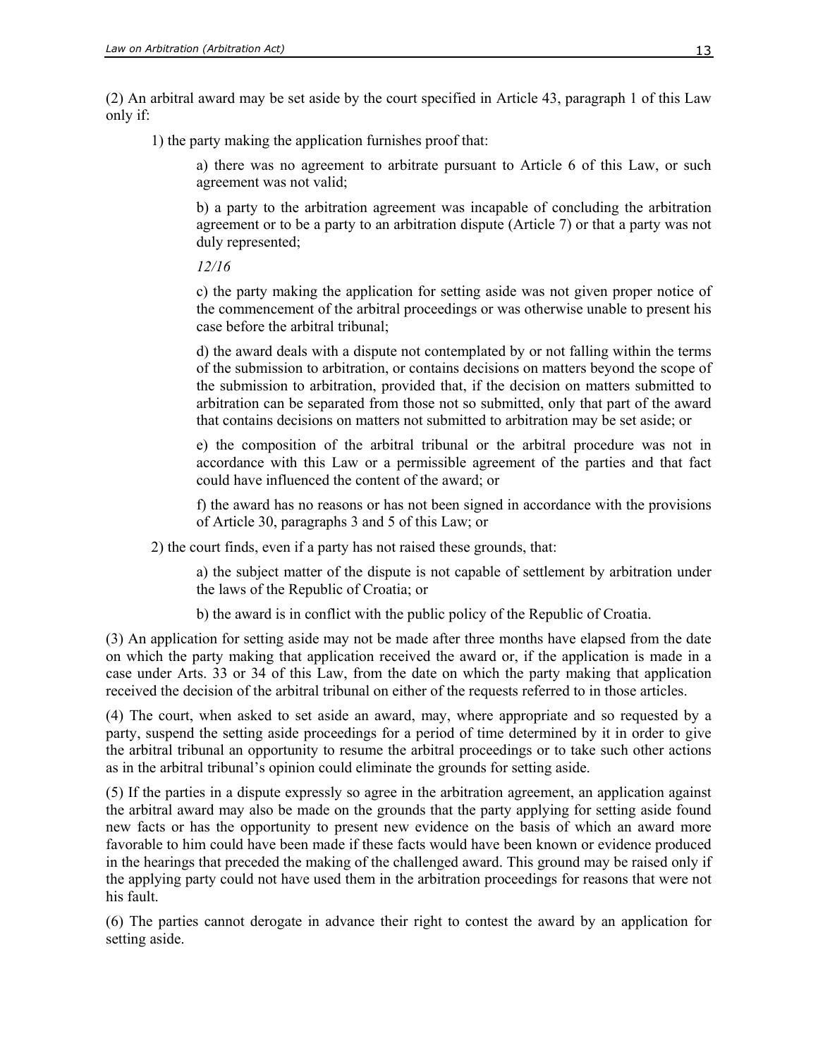(2) An arbitral award may be set aside by the court specified in Article 43, paragraph 1 of this Law only if:

1) the party making the application furnishes proof that:

a) there was no agreement to arbitrate pursuant to Article 6 of this Law, or such agreement was not valid;

b) a party to the arbitration agreement was incapable of concluding the arbitration agreement or to be a party to an arbitration dispute (Article 7) or that a party was not duly represented;

*12/16*

c) the party making the application for setting aside was not given proper notice of the commencement of the arbitral proceedings or was otherwise unable to present his case before the arbitral tribunal;

d) the award deals with a dispute not contemplated by or not falling within the terms of the submission to arbitration, or contains decisions on matters beyond the scope of the submission to arbitration, provided that, if the decision on matters submitted to arbitration can be separated from those not so submitted, only that part of the award that contains decisions on matters not submitted to arbitration may be set aside; or

e) the composition of the arbitral tribunal or the arbitral procedure was not in accordance with this Law or a permissible agreement of the parties and that fact could have influenced the content of the award; or

f) the award has no reasons or has not been signed in accordance with the provisions of Article 30, paragraphs 3 and 5 of this Law; or

2) the court finds, even if a party has not raised these grounds, that:

a) the subject matter of the dispute is not capable of settlement by arbitration under the laws of the Republic of Croatia; or

b) the award is in conflict with the public policy of the Republic of Croatia.

(3) An application for setting aside may not be made after three months have elapsed from the date on which the party making that application received the award or, if the application is made in a case under Arts. 33 or 34 of this Law, from the date on which the party making that application received the decision of the arbitral tribunal on either of the requests referred to in those articles.

(4) The court, when asked to set aside an award, may, where appropriate and so requested by a party, suspend the setting aside proceedings for a period of time determined by it in order to give the arbitral tribunal an opportunity to resume the arbitral proceedings or to take such other actions as in the arbitral tribunal's opinion could eliminate the grounds for setting aside.

(5) If the parties in a dispute expressly so agree in the arbitration agreement, an application against the arbitral award may also be made on the grounds that the party applying for setting aside found new facts or has the opportunity to present new evidence on the basis of which an award more favorable to him could have been made if these facts would have been known or evidence produced in the hearings that preceded the making of the challenged award. This ground may be raised only if the applying party could not have used them in the arbitration proceedings for reasons that were not his fault.

(6) The parties cannot derogate in advance their right to contest the award by an application for setting aside.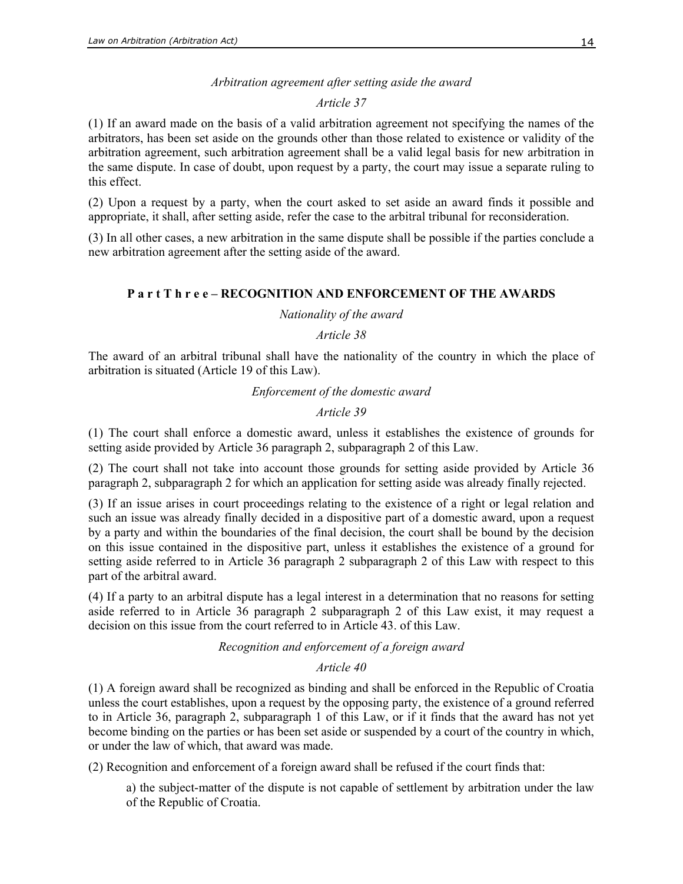*Arbitration agreement after setting aside the award*

*Article 37*

(1) If an award made on the basis of a valid arbitration agreement not specifying the names of the arbitrators, has been set aside on the grounds other than those related to existence or validity of the arbitration agreement, such arbitration agreement shall be a valid legal basis for new arbitration in the same dispute. In case of doubt, upon request by a party, the court may issue a separate ruling to this effect.

(2) Upon a request by a party, when the court asked to set aside an award finds it possible and appropriate, it shall, after setting aside, refer the case to the arbitral tribunal for reconsideration.

(3) In all other cases, a new arbitration in the same dispute shall be possible if the parties conclude a new arbitration agreement after the setting aside of the award.

## P a r t T h r e e – RECOGNITION AND ENFORCEMENT OF THE AWARDS

*Nationality of the award*

*Article 38*

The award of an arbitral tribunal shall have the nationality of the country in which the place of arbitration is situated (Article 19 of this Law).

*Enforcement of the domestic award*

*Article 39*

(1) The court shall enforce a domestic award, unless it establishes the existence of grounds for setting aside provided by Article 36 paragraph 2, subparagraph 2 of this Law.

(2) The court shall not take into account those grounds for setting aside provided by Article 36 paragraph 2, subparagraph 2 for which an application for setting aside was already finally rejected.

(3) If an issue arises in court proceedings relating to the existence of a right or legal relation and such an issue was already finally decided in a dispositive part of a domestic award, upon a request by a party and within the boundaries of the final decision, the court shall be bound by the decision on this issue contained in the dispositive part, unless it establishes the existence of a ground for setting aside referred to in Article 36 paragraph 2 subparagraph 2 of this Law with respect to this part of the arbitral award.

(4) If a party to an arbitral dispute has a legal interest in a determination that no reasons for setting aside referred to in Article 36 paragraph 2 subparagraph 2 of this Law exist, it may request a decision on this issue from the court referred to in Article 43. of this Law.

*Recognition and enforcement of a foreign award*

*Article 40*

(1) A foreign award shall be recognized as binding and shall be enforced in the Republic of Croatia unless the court establishes, upon a request by the opposing party, the existence of a ground referred to in Article 36, paragraph 2, subparagraph 1 of this Law, or if it finds that the award has not yet become binding on the parties or has been set aside or suspended by a court of the country in which, or under the law of which, that award was made.

(2) Recognition and enforcement of a foreign award shall be refused if the court finds that:

a) the subject-matter of the dispute is not capable of settlement by arbitration under the law of the Republic of Croatia.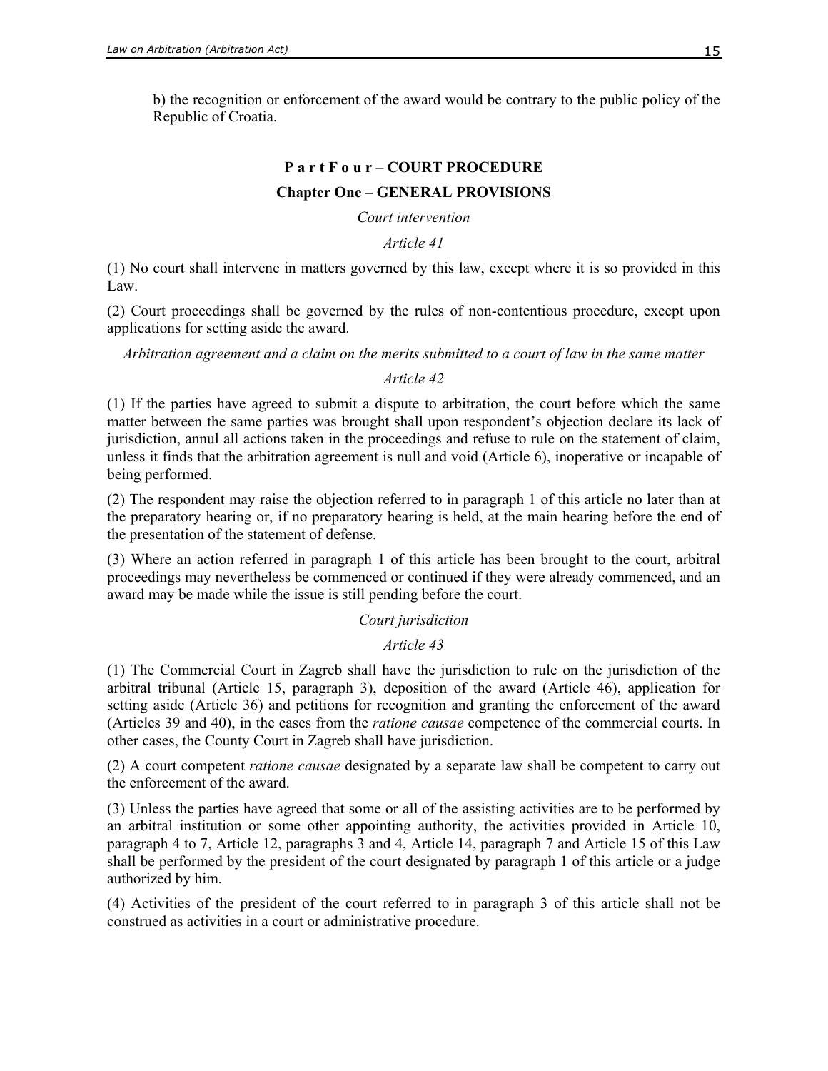b) the recognition or enforcement of the award would be contrary to the public policy of the Republic of Croatia.

## P a r t F o u r – COURT PROCEDURE

### Chapter One – GENERAL PROVISIONS

*Court intervention*

*Article 41*

(1) No court shall intervene in matters governed by this law, except where it is so provided in this Law.

(2) Court proceedings shall be governed by the rules of non-contentious procedure, except upon applications for setting aside the award.

*Arbitration agreement and a claim on the merits submitted to a court of law in the same matter*

*Article 42*

(1) If the parties have agreed to submit a dispute to arbitration, the court before which the same matter between the same parties was brought shall upon respondent's objection declare its lack of jurisdiction, annul all actions taken in the proceedings and refuse to rule on the statement of claim, unless it finds that the arbitration agreement is null and void (Article 6), inoperative or incapable of being performed.

(2) The respondent may raise the objection referred to in paragraph 1 of this article no later than at the preparatory hearing or, if no preparatory hearing is held, at the main hearing before the end of the presentation of the statement of defense.

(3) Where an action referred in paragraph 1 of this article has been brought to the court, arbitral proceedings may nevertheless be commenced or continued if they were already commenced, and an award may be made while the issue is still pending before the court.

*Court jurisdiction*

*Article 43*

(1) The Commercial Court in Zagreb shall have the jurisdiction to rule on the jurisdiction of the arbitral tribunal (Article 15, paragraph 3), deposition of the award (Article 46), application for setting aside (Article 36) and petitions for recognition and granting the enforcement of the award (Articles 39 and 40), in the cases from the *ratione causae* competence of the commercial courts. In other cases, the County Court in Zagreb shall have jurisdiction.

(2) A court competent *ratione causae* designated by a separate law shall be competent to carry out the enforcement of the award.

(3) Unless the parties have agreed that some or all of the assisting activities are to be performed by an arbitral institution or some other appointing authority, the activities provided in Article 10, paragraph 4 to 7, Article 12, paragraphs 3 and 4, Article 14, paragraph 7 and Article 15 of this Law shall be performed by the president of the court designated by paragraph 1 of this article or a judge authorized by him.

(4) Activities of the president of the court referred to in paragraph 3 of this article shall not be construed as activities in a court or administrative procedure.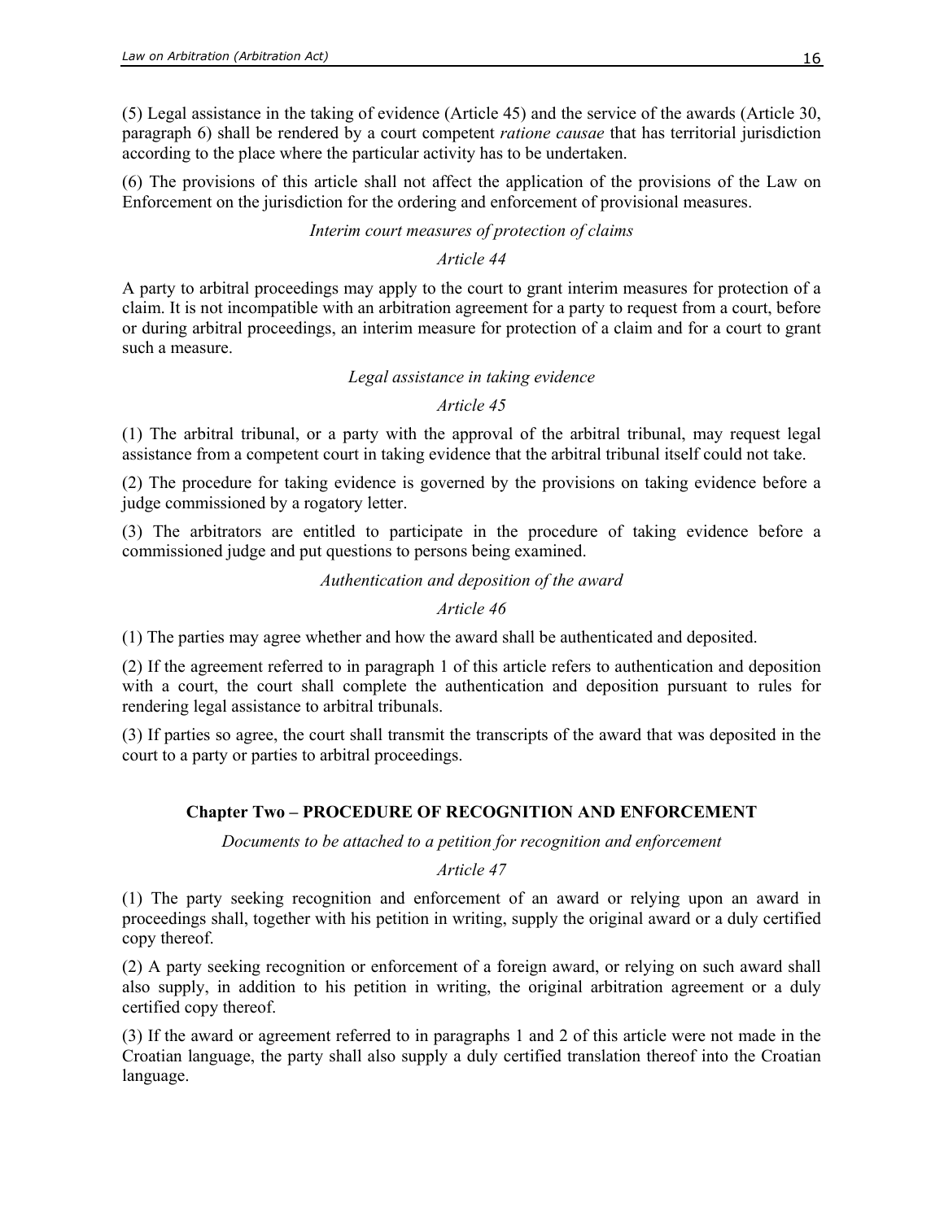(5) Legal assistance in the taking of evidence (Article 45) and the service of the awards (Article 30, paragraph 6) shall be rendered by a court competent *ratione causae* that has territorial jurisdiction according to the place where the particular activity has to be undertaken.

(6) The provisions of this article shall not affect the application of the provisions of the Law on Enforcement on the jurisdiction for the ordering and enforcement of provisional measures.

*Interim court measures of protection of claims*

*Article 44*

A party to arbitral proceedings may apply to the court to grant interim measures for protection of a claim. It is not incompatible with an arbitration agreement for a party to request from a court, before or during arbitral proceedings, an interim measure for protection of a claim and for a court to grant such a measure.

*Legal assistance in taking evidence*

*Article 45*

(1) The arbitral tribunal, or a party with the approval of the arbitral tribunal, may request legal assistance from a competent court in taking evidence that the arbitral tribunal itself could not take.

(2) The procedure for taking evidence is governed by the provisions on taking evidence before a judge commissioned by a rogatory letter.

(3) The arbitrators are entitled to participate in the procedure of taking evidence before a commissioned judge and put questions to persons being examined.

*Authentication and deposition of the award*

*Article 46*

(1) The parties may agree whether and how the award shall be authenticated and deposited.

(2) If the agreement referred to in paragraph 1 of this article refers to authentication and deposition with a court, the court shall complete the authentication and deposition pursuant to rules for rendering legal assistance to arbitral tribunals.

(3) If parties so agree, the court shall transmit the transcripts of the award that was deposited in the court to a party or parties to arbitral proceedings.

## Chapter Two – PROCEDURE OF RECOGNITION AND ENFORCEMENT

*Documents to be attached to a petition for recognition and enforcement*

*Article 47*

(1) The party seeking recognition and enforcement of an award or relying upon an award in proceedings shall, together with his petition in writing, supply the original award or a duly certified copy thereof.

(2) A party seeking recognition or enforcement of a foreign award, or relying on such award shall also supply, in addition to his petition in writing, the original arbitration agreement or a duly certified copy thereof.

(3) If the award or agreement referred to in paragraphs 1 and 2 of this article were not made in the Croatian language, the party shall also supply a duly certified translation thereof into the Croatian language.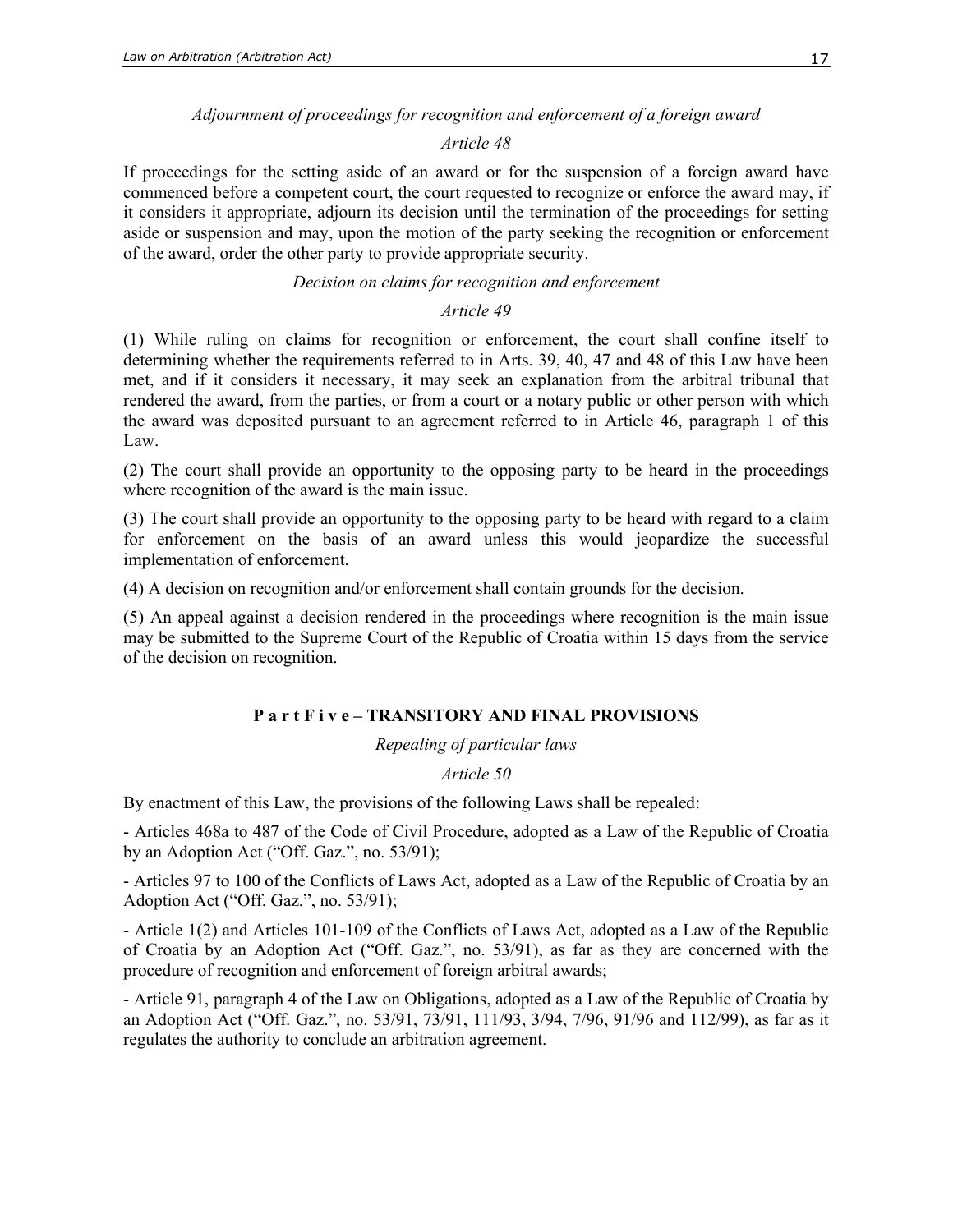*Adjournment of proceedings for recognition and enforcement of a foreign award*

*Article 48*

If proceedings for the setting aside of an award or for the suspension of a foreign award have commenced before a competent court, the court requested to recognize or enforce the award may, if it considers it appropriate, adjourn its decision until the termination of the proceedings for setting aside or suspension and may, upon the motion of the party seeking the recognition or enforcement of the award, order the other party to provide appropriate security.

*Decision on claims for recognition and enforcement*

*Article 49*

(1) While ruling on claims for recognition or enforcement, the court shall confine itself to determining whether the requirements referred to in Arts. 39, 40, 47 and 48 of this Law have been met, and if it considers it necessary, it may seek an explanation from the arbitral tribunal that rendered the award, from the parties, or from a court or a notary public or other person with which the award was deposited pursuant to an agreement referred to in Article 46, paragraph 1 of this Law.

(2) The court shall provide an opportunity to the opposing party to be heard in the proceedings where recognition of the award is the main issue.

(3) The court shall provide an opportunity to the opposing party to be heard with regard to a claim for enforcement on the basis of an award unless this would jeopardize the successful implementation of enforcement.

(4) A decision on recognition and/or enforcement shall contain grounds for the decision.

(5) An appeal against a decision rendered in the proceedings where recognition is the main issue may be submitted to the Supreme Court of the Republic of Croatia within 15 days from the service of the decision on recognition.

## Part Five – TRANSITORY AND FINAL PROVISIONS

*Repealing of particular laws*

*Article 50*

By enactment of this Law, the provisions of the following Laws shall be repealed:

- Articles 468a to 487 of the Code of Civil Procedure, adopted as a Law of the Republic of Croatia by an Adoption Act ("Off. Gaz.", no. 53/91);

- Articles 97 to 100 of the Conflicts of Laws Act, adopted as a Law of the Republic of Croatia by an Adoption Act ("Off. Gaz.", no. 53/91);

- Article 1(2) and Articles 101-109 of the Conflicts of Laws Act, adopted as a Law of the Republic of Croatia by an Adoption Act ("Off. Gaz.", no. 53/91), as far as they are concerned with the procedure of recognition and enforcement of foreign arbitral awards;

- Article 91, paragraph 4 of the Law on Obligations, adopted as a Law of the Republic of Croatia by an Adoption Act ("Off. Gaz.", no. 53/91, 73/91, 111/93, 3/94, 7/96, 91/96 and 112/99), as far as it regulates the authority to conclude an arbitration agreement.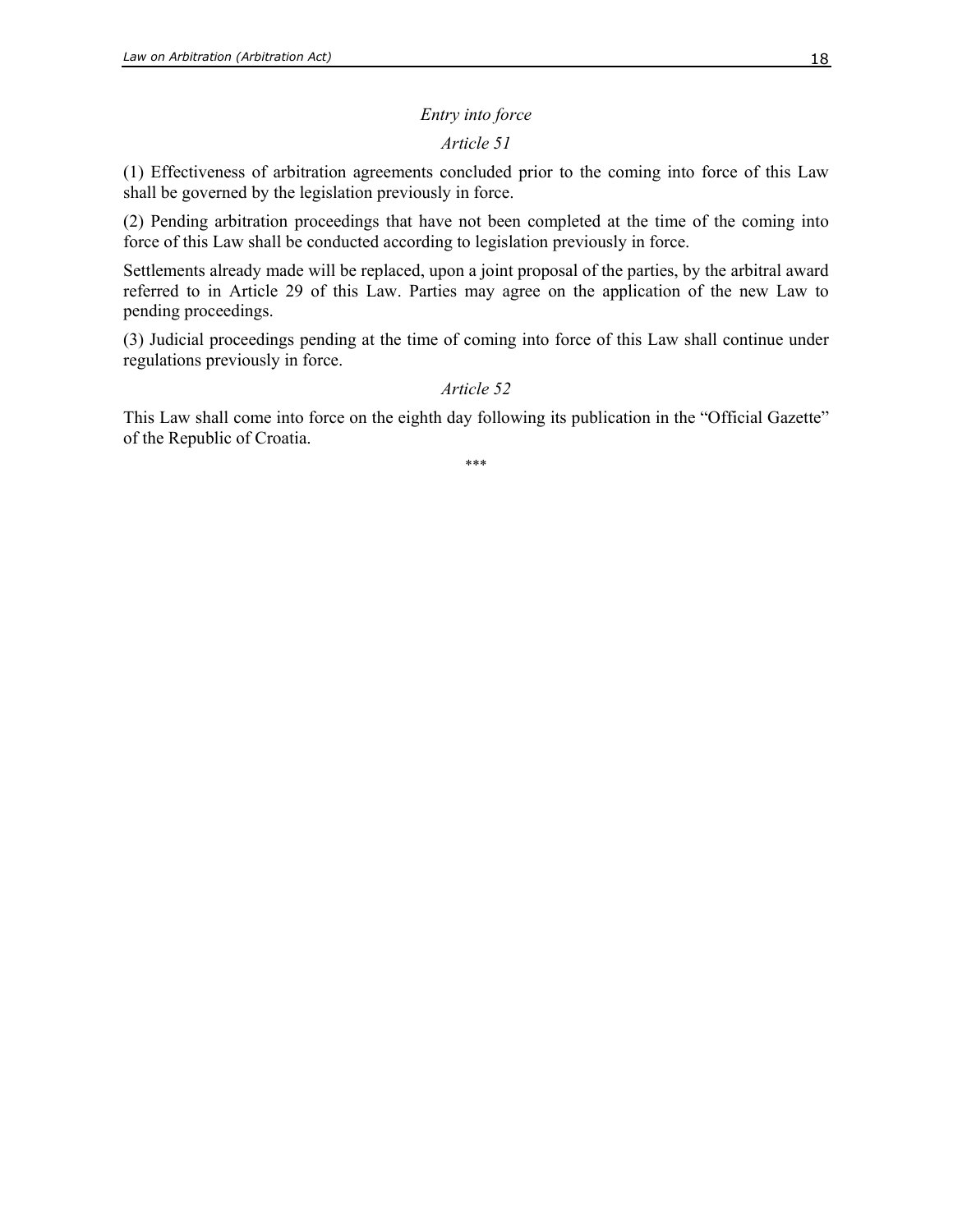*Entry into force*

*Article 51*

(1) Effectiveness of arbitration agreements concluded prior to the coming into force of this Law shall be governed by the legislation previously in force.

(2) Pending arbitration proceedings that have not been completed at the time of the coming into force of this Law shall be conducted according to legislation previously in force.

Settlements already made will be replaced, upon a joint proposal of the parties, by the arbitral award referred to in Article 29 of this Law. Parties may agree on the application of the new Law to pending proceedings.

(3) Judicial proceedings pending at the time of coming into force of this Law shall continue under regulations previously in force.

*Article 52*

This Law shall come into force on the eighth day following its publication in the "Official Gazette" of the Republic of Croatia.

\*\*\*